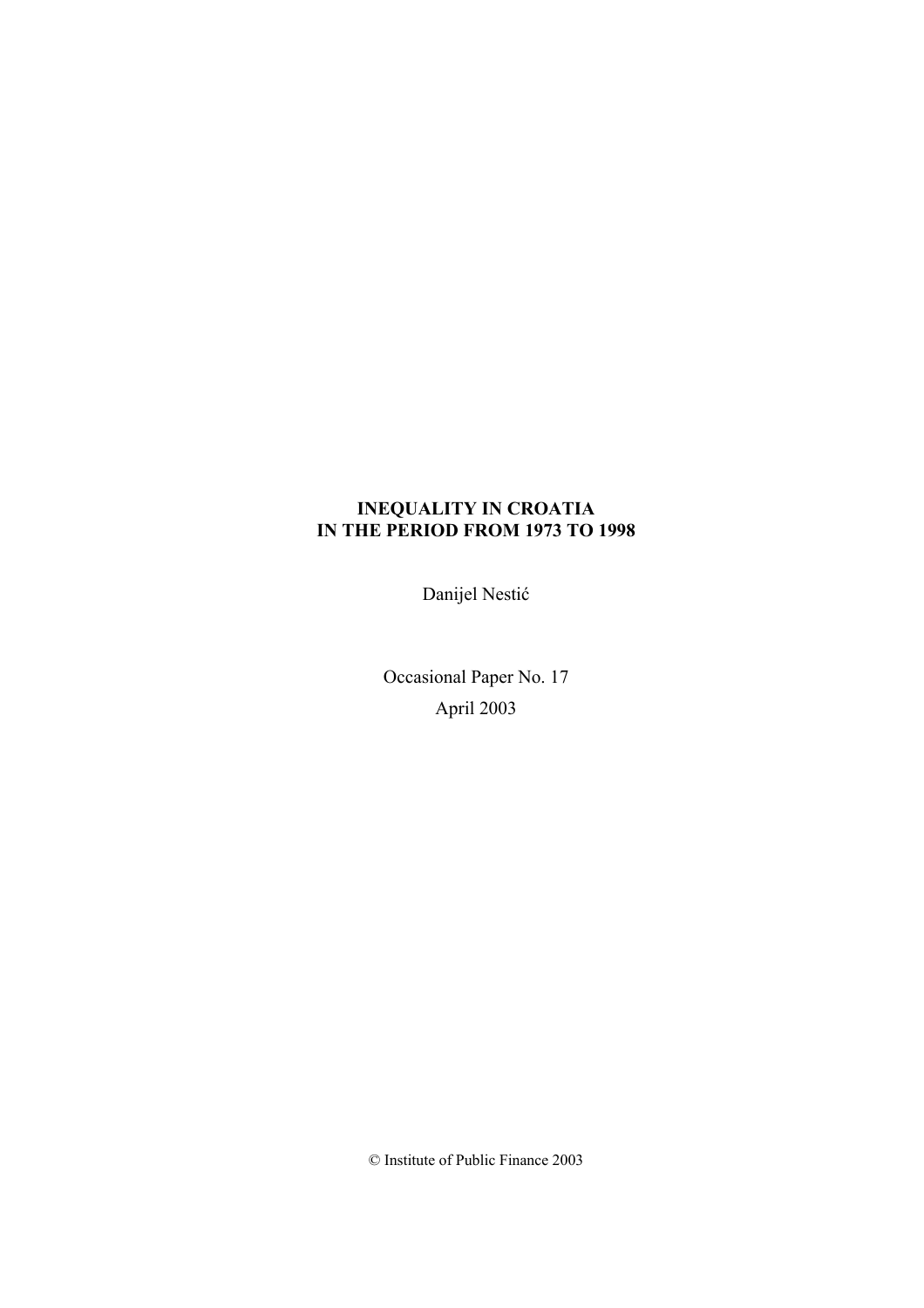# INEQUALITY IN CROATIA IN THE PERIOD FROM 1973 TO 1998

Danijel Nestić

Occasional Paper No. 17

April 2003

© Institute of Public Finance 2003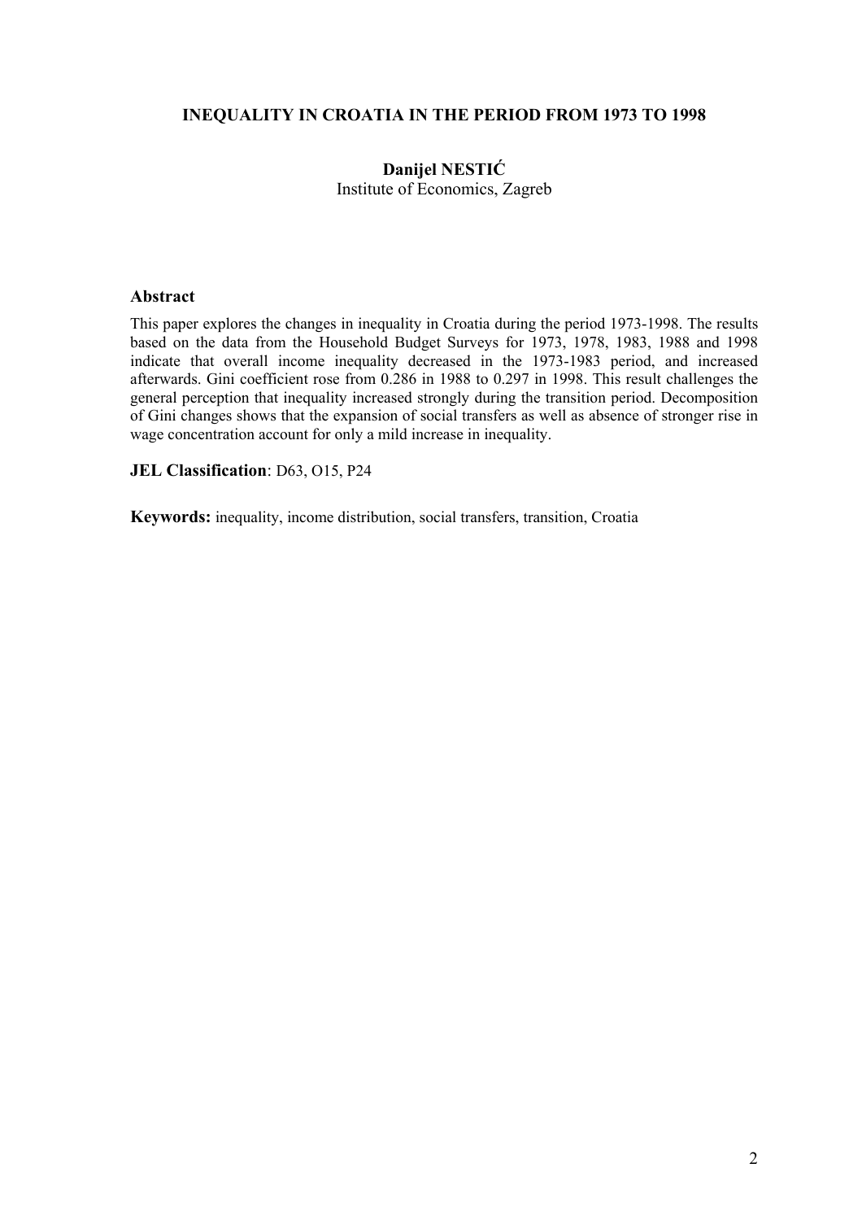# INEQUALITY IN CROATIA IN THE PERIOD FROM 1973 TO 1998

**Danijel NESTIĆ**
Institute of Economics, Zagreb

## Abstract

This paper explores the changes in inequality in Croatia during the period 1973-1998. The results based on the data from the Household Budget Surveys for 1973, 1978, 1983, 1988 and 1998 indicate that overall income inequality decreased in the 1973-1983 period, and increased afterwards. Gini coefficient rose from 0.286 in 1988 to 0.297 in 1998. This result challenges the general perception that inequality increased strongly during the transition period. Decomposition of Gini changes shows that the expansion of social transfers as well as absence of stronger rise in wage concentration account for only a mild increase in inequality.

**JEL Classification**: D63, O15, P24

**Keywords:** inequality, income distribution, social transfers, transition, Croatia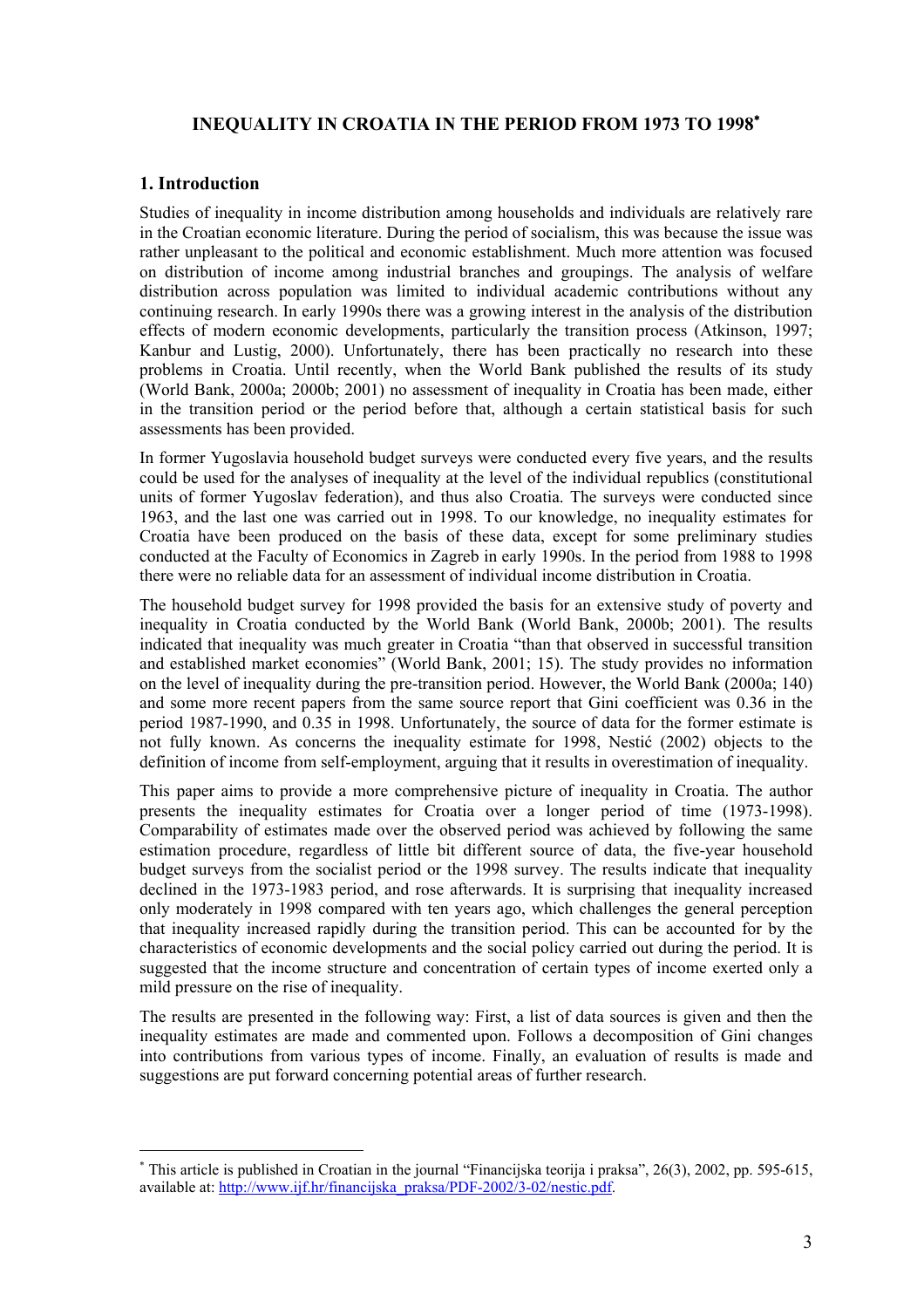# INEQUALITY IN CROATIA IN THE PERIOD FROM 1973 TO 1998[*]

## 1. Introduction

Studies of inequality in income distribution among households and individuals are relatively rare in the Croatian economic literature. During the period of socialism, this was because the issue was rather unpleasant to the political and economic establishment. Much more attention was focused on distribution of income among industrial branches and groupings. The analysis of welfare distribution across population was limited to individual academic contributions without any continuing research. In early 1990s there was a growing interest in the analysis of the distribution effects of modern economic developments, particularly the transition process (Atkinson, 1997; Kanbur and Lustig, 2000). Unfortunately, there has been practically no research into these problems in Croatia. Until recently, when the World Bank published the results of its study (World Bank, 2000a; 2000b; 2001) no assessment of inequality in Croatia has been made, either in the transition period or the period before that, although a certain statistical basis for such assessments has been provided.

In former Yugoslavia household budget surveys were conducted every five years, and the results could be used for the analyses of inequality at the level of the individual republics (constitutional units of former Yugoslav federation), and thus also Croatia. The surveys were conducted since 1963, and the last one was carried out in 1998. To our knowledge, no inequality estimates for Croatia have been produced on the basis of these data, except for some preliminary studies conducted at the Faculty of Economics in Zagreb in early 1990s. In the period from 1988 to 1998 there were no reliable data for an assessment of individual income distribution in Croatia.

The household budget survey for 1998 provided the basis for an extensive study of poverty and inequality in Croatia conducted by the World Bank (World Bank, 2000b; 2001). The results indicated that inequality was much greater in Croatia "than that observed in successful transition and established market economies" (World Bank, 2001; 15). The study provides no information on the level of inequality during the pre-transition period. However, the World Bank (2000a; 140) and some more recent papers from the same source report that Gini coefficient was 0.36 in the period 1987-1990, and 0.35 in 1998. Unfortunately, the source of data for the former estimate is not fully known. As concerns the inequality estimate for 1998, Nestić (2002) objects to the definition of income from self-employment, arguing that it results in overestimation of inequality.

This paper aims to provide a more comprehensive picture of inequality in Croatia. The author presents the inequality estimates for Croatia over a longer period of time (1973-1998). Comparability of estimates made over the observed period was achieved by following the same estimation procedure, regardless of little bit different source of data, the five-year household budget surveys from the socialist period or the 1998 survey. The results indicate that inequality declined in the 1973-1983 period, and rose afterwards. It is surprising that inequality increased only moderately in 1998 compared with ten years ago, which challenges the general perception that inequality increased rapidly during the transition period. This can be accounted for by the characteristics of economic developments and the social policy carried out during the period. It is suggested that the income structure and concentration of certain types of income exerted only a mild pressure on the rise of inequality.

The results are presented in the following way: First, a list of data sources is given and then the inequality estimates are made and commented upon. Follows a decomposition of Gini changes into contributions from various types of income. Finally, an evaluation of results is made and suggestions are put forward concerning potential areas of further research.

---

[*] This article is published in Croatian in the journal "Financijska teorija i praksa", 26(3), 2002, pp. 595-615, available at: http://www.ijf.hr/financijska_praksa/PDF-2002/3-02/nestic.pdf.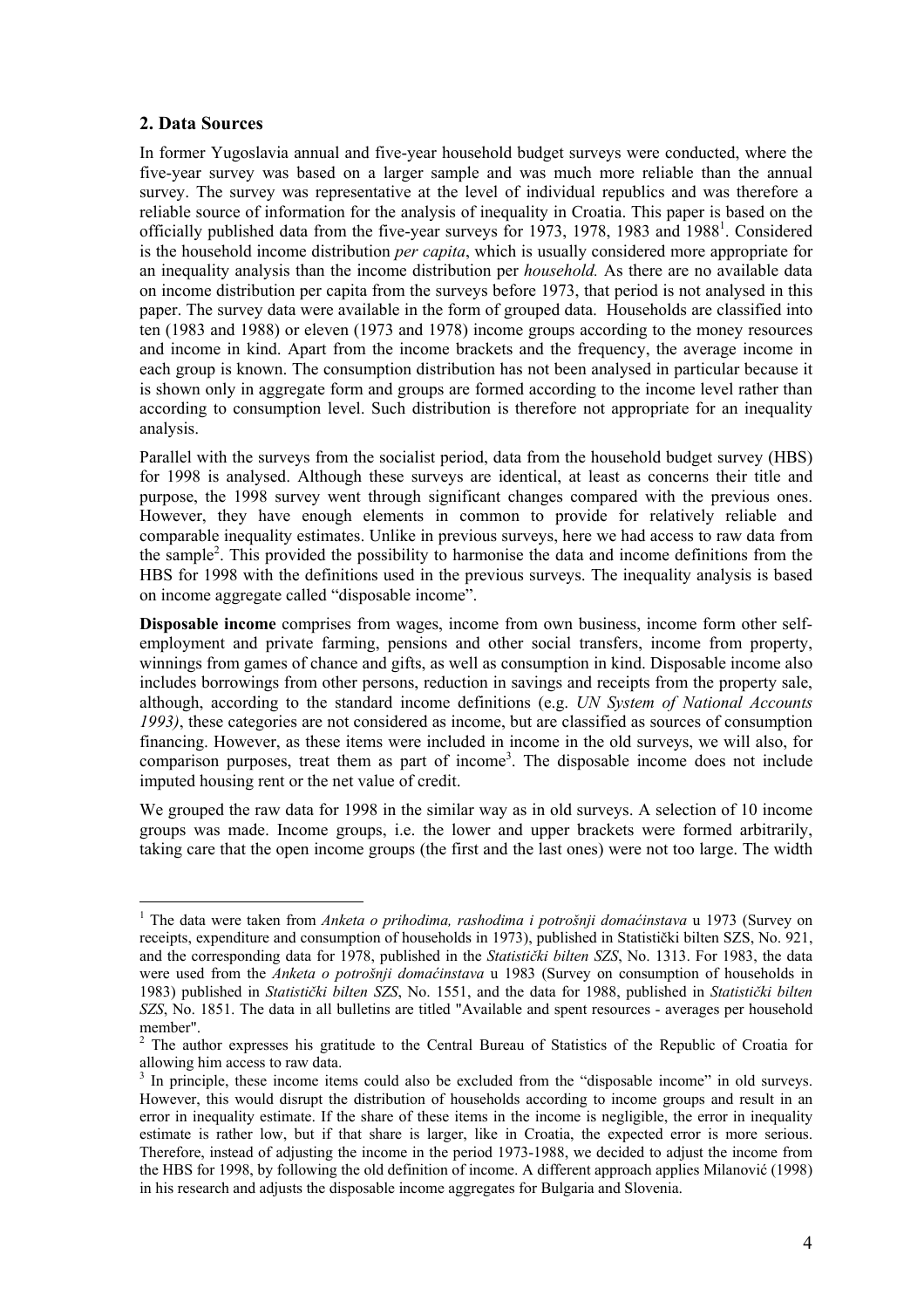## 2. Data Sources

In former Yugoslavia annual and five-year household budget surveys were conducted, where the five-year survey was based on a larger sample and was much more reliable than the annual survey. The survey was representative at the level of individual republics and was therefore a reliable source of information for the analysis of inequality in Croatia. This paper is based on the officially published data from the five-year surveys for 1973, 1978, 1983 and 1988[1]. Considered is the household income distribution *per capita*, which is usually considered more appropriate for an inequality analysis than the income distribution per *household.* As there are no available data on income distribution per capita from the surveys before 1973, that period is not analysed in this paper. The survey data were available in the form of grouped data. Households are classified into ten (1983 and 1988) or eleven (1973 and 1978) income groups according to the money resources and income in kind. Apart from the income brackets and the frequency, the average income in each group is known. The consumption distribution has not been analysed in particular because it is shown only in aggregate form and groups are formed according to the income level rather than according to consumption level. Such distribution is therefore not appropriate for an inequality analysis.

Parallel with the surveys from the socialist period, data from the household budget survey (HBS) for 1998 is analysed. Although these surveys are identical, at least as concerns their title and purpose, the 1998 survey went through significant changes compared with the previous ones. However, they have enough elements in common to provide for relatively reliable and comparable inequality estimates. Unlike in previous surveys, here we had access to raw data from the sample[2]. This provided the possibility to harmonise the data and income definitions from the HBS for 1998 with the definitions used in the previous surveys. The inequality analysis is based on income aggregate called "disposable income".

**Disposable income** comprises from wages, income from own business, income form other self-employment and private farming, pensions and other social transfers, income from property, winnings from games of chance and gifts, as well as consumption in kind. Disposable income also includes borrowings from other persons, reduction in savings and receipts from the property sale, although, according to the standard income definitions (e.g. *UN System of National Accounts 1993)*, these categories are not considered as income, but are classified as sources of consumption financing. However, as these items were included in income in the old surveys, we will also, for comparison purposes, treat them as part of income[3]. The disposable income does not include imputed housing rent or the net value of credit.

We grouped the raw data for 1998 in the similar way as in old surveys. A selection of 10 income groups was made. Income groups, i.e. the lower and upper brackets were formed arbitrarily, taking care that the open income groups (the first and the last ones) were not too large. The width

---

[1] The data were taken from *Anketa o prihodima, rashodima i potrošnji domaćinstava* u 1973 (Survey on receipts, expenditure and consumption of households in 1973), published in Statistički bilten SZS, No. 921, and the corresponding data for 1978, published in the *Statistički bilten SZS*, No. 1313. For 1983, the data were used from the *Anketa o potrošnji domaćinstava* u 1983 (Survey on consumption of households in 1983) published in *Statistički bilten SZS*, No. 1551, and the data for 1988, published in *Statistički bilten SZS*, No. 1851. The data in all bulletins are titled "Available and spent resources - averages per household member".

[2] The author expresses his gratitude to the Central Bureau of Statistics of the Republic of Croatia for allowing him access to raw data.

[3] In principle, these income items could also be excluded from the "disposable income" in old surveys. However, this would disrupt the distribution of households according to income groups and result in an error in inequality estimate. If the share of these items in the income is negligible, the error in inequality estimate is rather low, but if that share is larger, like in Croatia, the expected error is more serious. Therefore, instead of adjusting the income in the period 1973-1988, we decided to adjust the income from the HBS for 1998, by following the old definition of income. A different approach applies Milanović (1998) in his research and adjusts the disposable income aggregates for Bulgaria and Slovenia.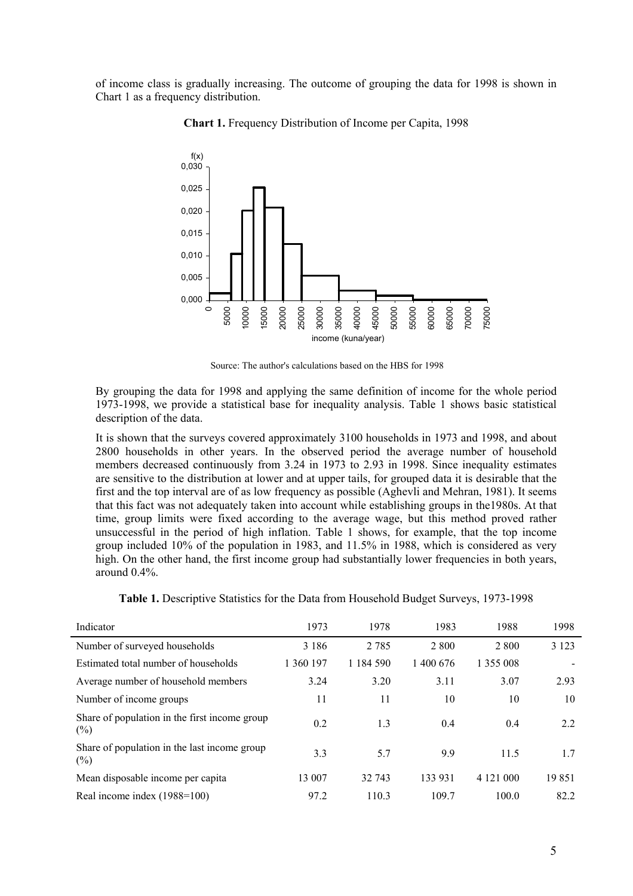of income class is gradually increasing. The outcome of grouping the data for 1998 is shown in Chart 1 as a frequency distribution.

**Chart 1.** Frequency Distribution of Income per Capita, 1998

Source: The author's calculations based on the HBS for 1998

By grouping the data for 1998 and applying the same definition of income for the whole period 1973-1998, we provide a statistical base for inequality analysis. Table 1 shows basic statistical description of the data.

It is shown that the surveys covered approximately 3100 households in 1973 and 1998, and about 2800 households in other years. In the observed period the average number of household members decreased continuously from 3.24 in 1973 to 2.93 in 1998. Since inequality estimates are sensitive to the distribution at lower and at upper tails, for grouped data it is desirable that the first and the top interval are of as low frequency as possible (Aghevli and Mehran, 1981). It seems that this fact was not adequately taken into account while establishing groups in the1980s. At that time, group limits were fixed according to the average wage, but this method proved rather unsuccessful in the period of high inflation. Table 1 shows, for example, that the top income group included 10% of the population in 1983, and 11.5% in 1988, which is considered as very high. On the other hand, the first income group had substantially lower frequencies in both years, around 0.4%.

**Table 1.** Descriptive Statistics for the Data from Household Budget Surveys, 1973-1998

| Indicator | 1973 | 1978 | 1983 | 1988 | 1998 |
|---|---|---|---|---|---|
| Number of surveyed households | 3 186 | 2 785 | 2 800 | 2 800 | 3 123 |
| Estimated total number of households | 1 360 197 | 1 184 590 | 1 400 676 | 1 355 008 | - |
| Average number of household members | 3.24 | 3.20 | 3.11 | 3.07 | 2.93 |
| Number of income groups | 11 | 11 | 10 | 10 | 10 |
| Share of population in the first income group (%) | 0.2 | 1.3 | 0.4 | 0.4 | 2.2 |
| Share of population in the last income group (%) | 3.3 | 5.7 | 9.9 | 11.5 | 1.7 |
| Mean disposable income per capita | 13 007 | 32 743 | 133 931 | 4 121 000 | 19 851 |
| Real income index (1988=100) | 97.2 | 110.3 | 109.7 | 100.0 | 82.2 |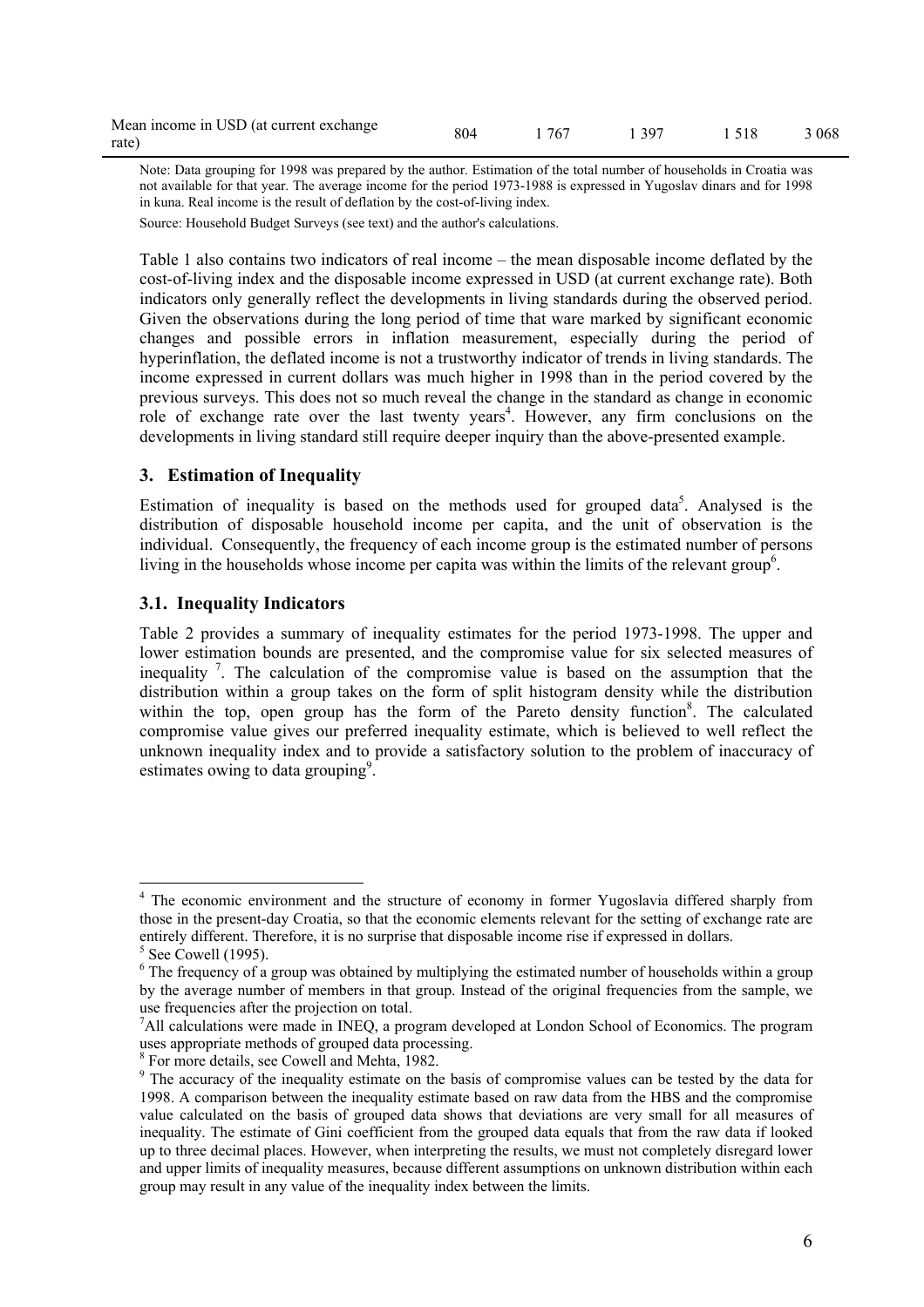| Mean income in USD (at current exchange rate) | 804 | 1 767 | 1 397 | 1 518 | 3 068 |
|---|---|---|---|---|---|

Note: Data grouping for 1998 was prepared by the author. Estimation of the total number of households in Croatia was not available for that year. The average income for the period 1973-1988 is expressed in Yugoslav dinars and for 1998 in kuna. Real income is the result of deflation by the cost-of-living index.

Source: Household Budget Surveys (see text) and the author's calculations.

Table 1 also contains two indicators of real income – the mean disposable income deflated by the cost-of-living index and the disposable income expressed in USD (at current exchange rate). Both indicators only generally reflect the developments in living standards during the observed period. Given the observations during the long period of time that ware marked by significant economic changes and possible errors in inflation measurement, especially during the period of hyperinflation, the deflated income is not a trustworthy indicator of trends in living standards. The income expressed in current dollars was much higher in 1998 than in the period covered by the previous surveys. This does not so much reveal the change in the standard as change in economic role of exchange rate over the last twenty years[4]. However, any firm conclusions on the developments in living standard still require deeper inquiry than the above-presented example.

## 3. Estimation of Inequality

Estimation of inequality is based on the methods used for grouped data[5]. Analysed is the distribution of disposable household income per capita, and the unit of observation is the individual. Consequently, the frequency of each income group is the estimated number of persons living in the households whose income per capita was within the limits of the relevant group[6].

### 3.1. Inequality Indicators

Table 2 provides a summary of inequality estimates for the period 1973-1998. The upper and lower estimation bounds are presented, and the compromise value for six selected measures of inequality [7]. The calculation of the compromise value is based on the assumption that the distribution within a group takes on the form of split histogram density while the distribution within the top, open group has the form of the Pareto density function[8]. The calculated compromise value gives our preferred inequality estimate, which is believed to well reflect the unknown inequality index and to provide a satisfactory solution to the problem of inaccuracy of estimates owing to data grouping[9].

---

[4] The economic environment and the structure of economy in former Yugoslavia differed sharply from those in the present-day Croatia, so that the economic elements relevant for the setting of exchange rate are entirely different. Therefore, it is no surprise that disposable income rise if expressed in dollars.

[5] See Cowell (1995).

[6] The frequency of a group was obtained by multiplying the estimated number of households within a group by the average number of members in that group. Instead of the original frequencies from the sample, we use frequencies after the projection on total.

[7] All calculations were made in INEQ, a program developed at London School of Economics. The program uses appropriate methods of grouped data processing.

[8] For more details, see Cowell and Mehta, 1982.

[9] The accuracy of the inequality estimate on the basis of compromise values can be tested by the data for 1998. A comparison between the inequality estimate based on raw data from the HBS and the compromise value calculated on the basis of grouped data shows that deviations are very small for all measures of inequality. The estimate of Gini coefficient from the grouped data equals that from the raw data if looked up to three decimal places. However, when interpreting the results, we must not completely disregard lower and upper limits of inequality measures, because different assumptions on unknown distribution within each group may result in any value of the inequality index between the limits.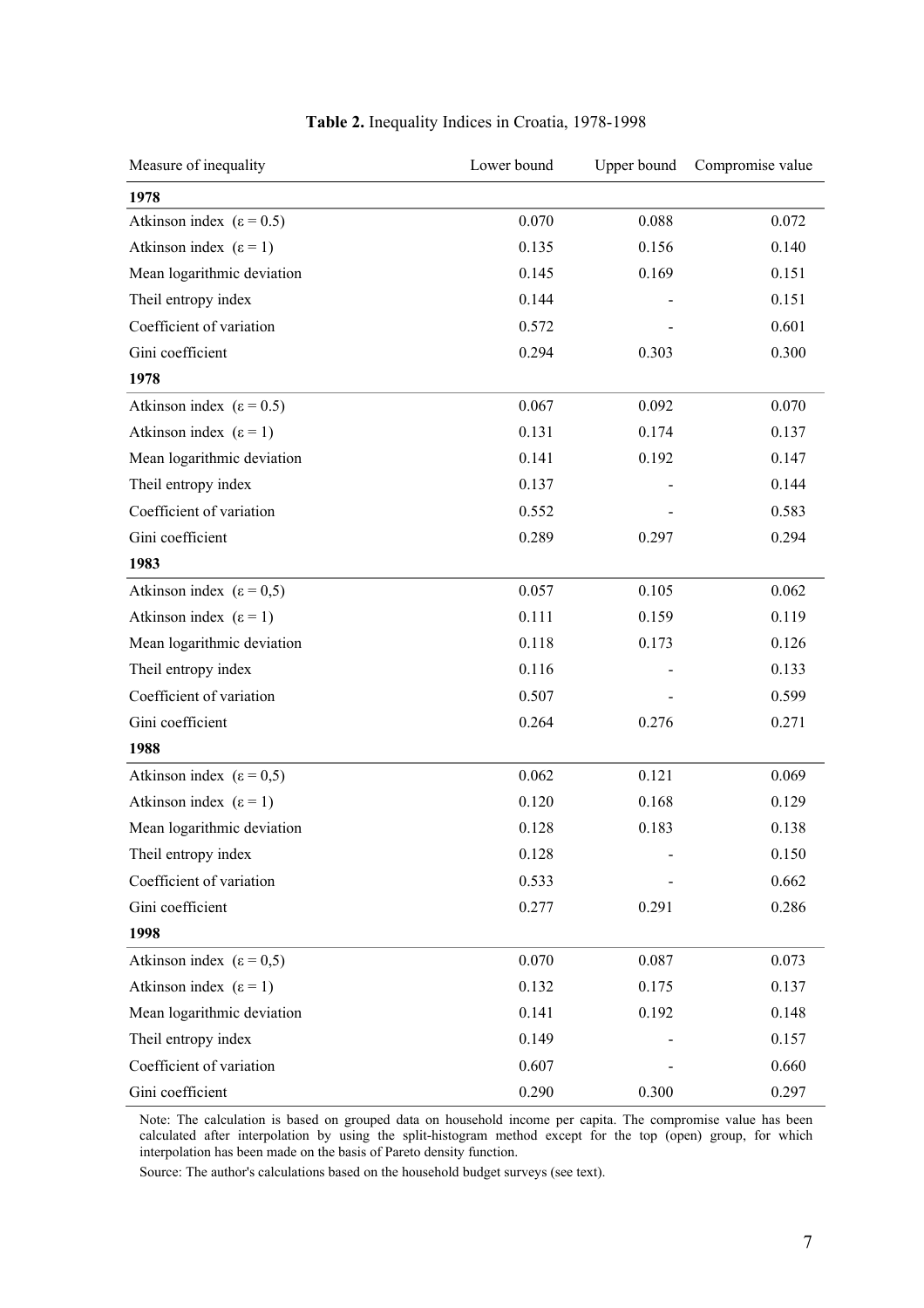**Table 2.** Inequality Indices in Croatia, 1978-1998

| Measure of inequality | Lower bound | Upper bound | Compromise value |
|---|---|---|---|
| **1978** | | | |
| Atkinson index (ε = 0.5) | 0.070 | 0.088 | 0.072 |
| Atkinson index (ε = 1) | 0.135 | 0.156 | 0.140 |
| Mean logarithmic deviation | 0.145 | 0.169 | 0.151 |
| Theil entropy index | 0.144 | - | 0.151 |
| Coefficient of variation | 0.572 | - | 0.601 |
| Gini coefficient | 0.294 | 0.303 | 0.300 |
| **1978** | | | |
| Atkinson index (ε = 0.5) | 0.067 | 0.092 | 0.070 |
| Atkinson index (ε = 1) | 0.131 | 0.174 | 0.137 |
| Mean logarithmic deviation | 0.141 | 0.192 | 0.147 |
| Theil entropy index | 0.137 | - | 0.144 |
| Coefficient of variation | 0.552 | - | 0.583 |
| Gini coefficient | 0.289 | 0.297 | 0.294 |
| **1983** | | | |
| Atkinson index (ε = 0,5) | 0.057 | 0.105 | 0.062 |
| Atkinson index (ε = 1) | 0.111 | 0.159 | 0.119 |
| Mean logarithmic deviation | 0.118 | 0.173 | 0.126 |
| Theil entropy index | 0.116 | - | 0.133 |
| Coefficient of variation | 0.507 | - | 0.599 |
| Gini coefficient | 0.264 | 0.276 | 0.271 |
| **1988** | | | |
| Atkinson index (ε = 0,5) | 0.062 | 0.121 | 0.069 |
| Atkinson index (ε = 1) | 0.120 | 0.168 | 0.129 |
| Mean logarithmic deviation | 0.128 | 0.183 | 0.138 |
| Theil entropy index | 0.128 | - | 0.150 |
| Coefficient of variation | 0.533 | - | 0.662 |
| Gini coefficient | 0.277 | 0.291 | 0.286 |
| **1998** | | | |
| Atkinson index (ε = 0,5) | 0.070 | 0.087 | 0.073 |
| Atkinson index (ε = 1) | 0.132 | 0.175 | 0.137 |
| Mean logarithmic deviation | 0.141 | 0.192 | 0.148 |
| Theil entropy index | 0.149 | - | 0.157 |
| Coefficient of variation | 0.607 | - | 0.660 |
| Gini coefficient | 0.290 | 0.300 | 0.297 |

Note: The calculation is based on grouped data on household income per capita. The compromise value has been calculated after interpolation by using the split-histogram method except for the top (open) group, for which interpolation has been made on the basis of Pareto density function.

Source: The author's calculations based on the household budget surveys (see text).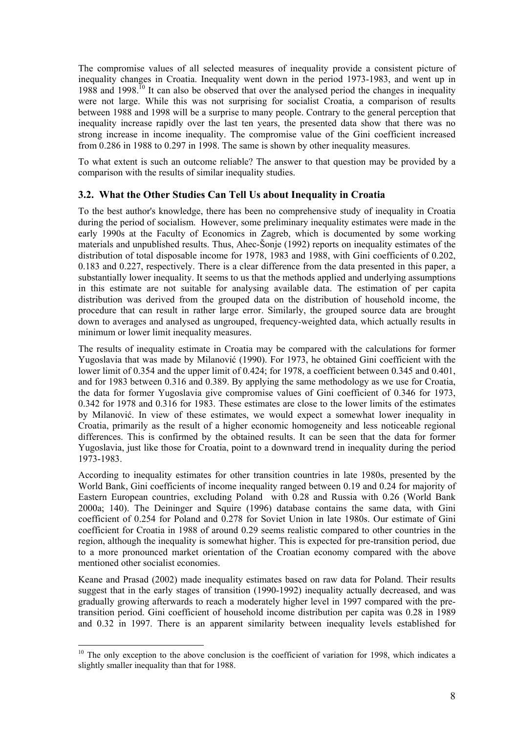The compromise values of all selected measures of inequality provide a consistent picture of inequality changes in Croatia. Inequality went down in the period 1973-1983, and went up in 1988 and 1998.[10] It can also be observed that over the analysed period the changes in inequality were not large. While this was not surprising for socialist Croatia, a comparison of results between 1988 and 1998 will be a surprise to many people. Contrary to the general perception that inequality increase rapidly over the last ten years, the presented data show that there was no strong increase in income inequality. The compromise value of the Gini coefficient increased from 0.286 in 1988 to 0.297 in 1998. The same is shown by other inequality measures.

To what extent is such an outcome reliable? The answer to that question may be provided by a comparison with the results of similar inequality studies.

### 3.2. What the Other Studies Can Tell Us about Inequality in Croatia

To the best author's knowledge, there has been no comprehensive study of inequality in Croatia during the period of socialism. However, some preliminary inequality estimates were made in the early 1990s at the Faculty of Economics in Zagreb, which is documented by some working materials and unpublished results. Thus, Ahec-Šonje (1992) reports on inequality estimates of the distribution of total disposable income for 1978, 1983 and 1988, with Gini coefficients of 0.202, 0.183 and 0.227, respectively. There is a clear difference from the data presented in this paper, a substantially lower inequality. It seems to us that the methods applied and underlying assumptions in this estimate are not suitable for analysing available data. The estimation of per capita distribution was derived from the grouped data on the distribution of household income, the procedure that can result in rather large error. Similarly, the grouped source data are brought down to averages and analysed as ungrouped, frequency-weighted data, which actually results in minimum or lower limit inequality measures.

The results of inequality estimate in Croatia may be compared with the calculations for former Yugoslavia that was made by Milanović (1990). For 1973, he obtained Gini coefficient with the lower limit of 0.354 and the upper limit of 0.424; for 1978, a coefficient between 0.345 and 0.401, and for 1983 between 0.316 and 0.389. By applying the same methodology as we use for Croatia, the data for former Yugoslavia give compromise values of Gini coefficient of 0.346 for 1973, 0.342 for 1978 and 0.316 for 1983. These estimates are close to the lower limits of the estimates by Milanović. In view of these estimates, we would expect a somewhat lower inequality in Croatia, primarily as the result of a higher economic homogeneity and less noticeable regional differences. This is confirmed by the obtained results. It can be seen that the data for former Yugoslavia, just like those for Croatia, point to a downward trend in inequality during the period 1973-1983.

According to inequality estimates for other transition countries in late 1980s, presented by the World Bank, Gini coefficients of income inequality ranged between 0.19 and 0.24 for majority of Eastern European countries, excluding Poland with 0.28 and Russia with 0.26 (World Bank 2000a; 140). The Deininger and Squire (1996) database contains the same data, with Gini coefficient of 0.254 for Poland and 0.278 for Soviet Union in late 1980s. Our estimate of Gini coefficient for Croatia in 1988 of around 0.29 seems realistic compared to other countries in the region, although the inequality is somewhat higher. This is expected for pre-transition period, due to a more pronounced market orientation of the Croatian economy compared with the above mentioned other socialist economies.

Keane and Prasad (2002) made inequality estimates based on raw data for Poland. Their results suggest that in the early stages of transition (1990-1992) inequality actually decreased, and was gradually growing afterwards to reach a moderately higher level in 1997 compared with the pre-transition period. Gini coefficient of household income distribution per capita was 0.28 in 1989 and 0.32 in 1997. There is an apparent similarity between inequality levels established for

[10] The only exception to the above conclusion is the coefficient of variation for 1998, which indicates a slightly smaller inequality than that for 1988.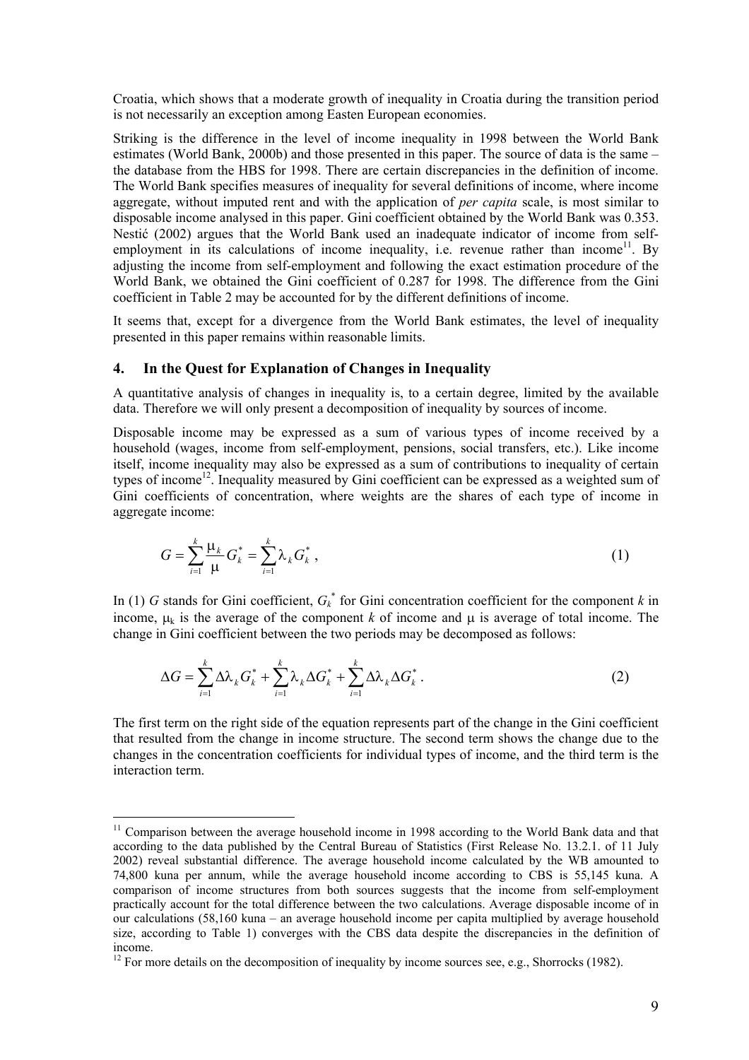Croatia, which shows that a moderate growth of inequality in Croatia during the transition period is not necessarily an exception among Easten European economies.

Striking is the difference in the level of income inequality in 1998 between the World Bank estimates (World Bank, 2000b) and those presented in this paper. The source of data is the same – the database from the HBS for 1998. There are certain discrepancies in the definition of income. The World Bank specifies measures of inequality for several definitions of income, where income aggregate, without imputed rent and with the application of *per capita* scale, is most similar to disposable income analysed in this paper. Gini coefficient obtained by the World Bank was 0.353. Nestić (2002) argues that the World Bank used an inadequate indicator of income from self-employment in its calculations of income inequality, i.e. revenue rather than income[11]. By adjusting the income from self-employment and following the exact estimation procedure of the World Bank, we obtained the Gini coefficient of 0.287 for 1998. The difference from the Gini coefficient in Table 2 may be accounted for by the different definitions of income.

It seems that, except for a divergence from the World Bank estimates, the level of inequality presented in this paper remains within reasonable limits.

## 4. In the Quest for Explanation of Changes in Inequality

A quantitative analysis of changes in inequality is, to a certain degree, limited by the available data. Therefore we will only present a decomposition of inequality by sources of income.

Disposable income may be expressed as a sum of various types of income received by a household (wages, income from self-employment, pensions, social transfers, etc.). Like income itself, income inequality may also be expressed as a sum of contributions to inequality of certain types of income[12]. Inequality measured by Gini coefficient can be expressed as a weighted sum of Gini coefficients of concentration, where weights are the shares of each type of income in aggregate income:

$$G = \sum_{i=1}^{k} \frac{\mu_k}{\mu} G_k^* = \sum_{i=1}^{k} \lambda_k G_k^* , \tag{1}$$

In (1) $G$ stands for Gini coefficient, $G_k^*$ for Gini concentration coefficient for the component $k$ in income, $\mu_k$ is the average of the component $k$ of income and $\mu$ is average of total income. The change in Gini coefficient between the two periods may be decomposed as follows:

$$\Delta G = \sum_{i=1}^{k} \Delta\lambda_k G_k^* + \sum_{i=1}^{k} \lambda_k \Delta G_k^* + \sum_{i=1}^{k} \Delta\lambda_k \Delta G_k^* . \tag{2}$$

The first term on the right side of the equation represents part of the change in the Gini coefficient that resulted from the change in income structure. The second term shows the change due to the changes in the concentration coefficients for individual types of income, and the third term is the interaction term.

---

[11] Comparison between the average household income in 1998 according to the World Bank data and that according to the data published by the Central Bureau of Statistics (First Release No. 13.2.1. of 11 July 2002) reveal substantial difference. The average household income calculated by the WB amounted to 74,800 kuna per annum, while the average household income according to CBS is 55,145 kuna. A comparison of income structures from both sources suggests that the income from self-employment practically account for the total difference between the two calculations. Average disposable income of in our calculations (58,160 kuna – an average household income per capita multiplied by average household size, according to Table 1) converges with the CBS data despite the discrepancies in the definition of income.

[12] For more details on the decomposition of inequality by income sources see, e.g., Shorrocks (1982).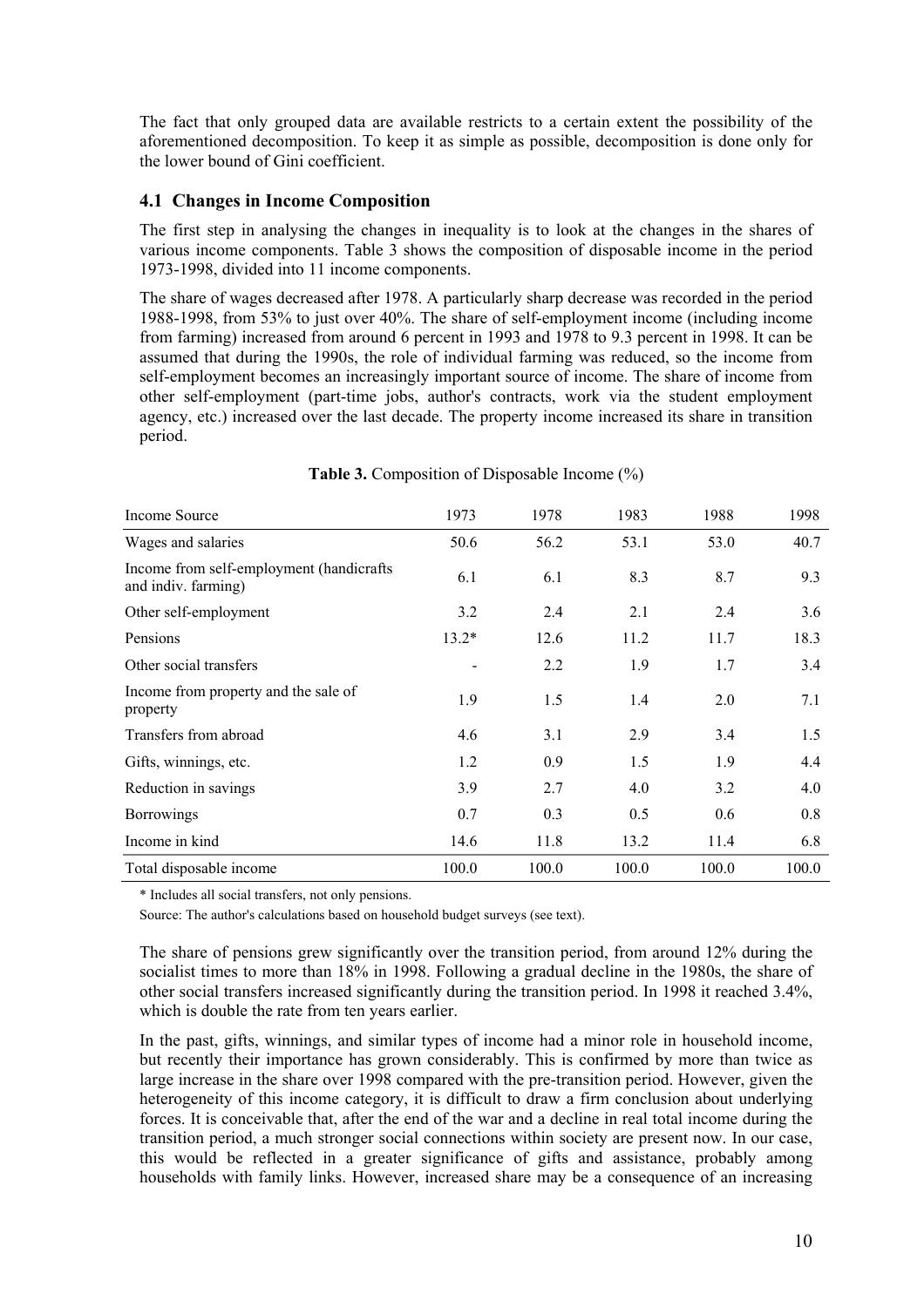The fact that only grouped data are available restricts to a certain extent the possibility of the aforementioned decomposition. To keep it as simple as possible, decomposition is done only for the lower bound of Gini coefficient.

### 4.1 Changes in Income Composition

The first step in analysing the changes in inequality is to look at the changes in the shares of various income components. Table 3 shows the composition of disposable income in the period 1973-1998, divided into 11 income components.

The share of wages decreased after 1978. A particularly sharp decrease was recorded in the period 1988-1998, from 53% to just over 40%. The share of self-employment income (including income from farming) increased from around 6 percent in 1993 and 1978 to 9.3 percent in 1998. It can be assumed that during the 1990s, the role of individual farming was reduced, so the income from self-employment becomes an increasingly important source of income. The share of income from other self-employment (part-time jobs, author's contracts, work via the student employment agency, etc.) increased over the last decade. The property income increased its share in transition period.

**Table 3.** Composition of Disposable Income (%)

| Income Source | 1973 | 1978 | 1983 | 1988 | 1998 |
|---|---|---|---|---|---|
| Wages and salaries | 50.6 | 56.2 | 53.1 | 53.0 | 40.7 |
| Income from self-employment (handicrafts and indiv. farming) | 6.1 | 6.1 | 8.3 | 8.7 | 9.3 |
| Other self-employment | 3.2 | 2.4 | 2.1 | 2.4 | 3.6 |
| Pensions | 13.2* | 12.6 | 11.2 | 11.7 | 18.3 |
| Other social transfers | - | 2.2 | 1.9 | 1.7 | 3.4 |
| Income from property and the sale of property | 1.9 | 1.5 | 1.4 | 2.0 | 7.1 |
| Transfers from abroad | 4.6 | 3.1 | 2.9 | 3.4 | 1.5 |
| Gifts, winnings, etc. | 1.2 | 0.9 | 1.5 | 1.9 | 4.4 |
| Reduction in savings | 3.9 | 2.7 | 4.0 | 3.2 | 4.0 |
| Borrowings | 0.7 | 0.3 | 0.5 | 0.6 | 0.8 |
| Income in kind | 14.6 | 11.8 | 13.2 | 11.4 | 6.8 |
| Total disposable income | 100.0 | 100.0 | 100.0 | 100.0 | 100.0 |

\* Includes all social transfers, not only pensions.

Source: The author's calculations based on household budget surveys (see text).

The share of pensions grew significantly over the transition period, from around 12% during the socialist times to more than 18% in 1998. Following a gradual decline in the 1980s, the share of other social transfers increased significantly during the transition period. In 1998 it reached 3.4%, which is double the rate from ten years earlier.

In the past, gifts, winnings, and similar types of income had a minor role in household income, but recently their importance has grown considerably. This is confirmed by more than twice as large increase in the share over 1998 compared with the pre-transition period. However, given the heterogeneity of this income category, it is difficult to draw a firm conclusion about underlying forces. It is conceivable that, after the end of the war and a decline in real total income during the transition period, a much stronger social connections within society are present now. In our case, this would be reflected in a greater significance of gifts and assistance, probably among households with family links. However, increased share may be a consequence of an increasing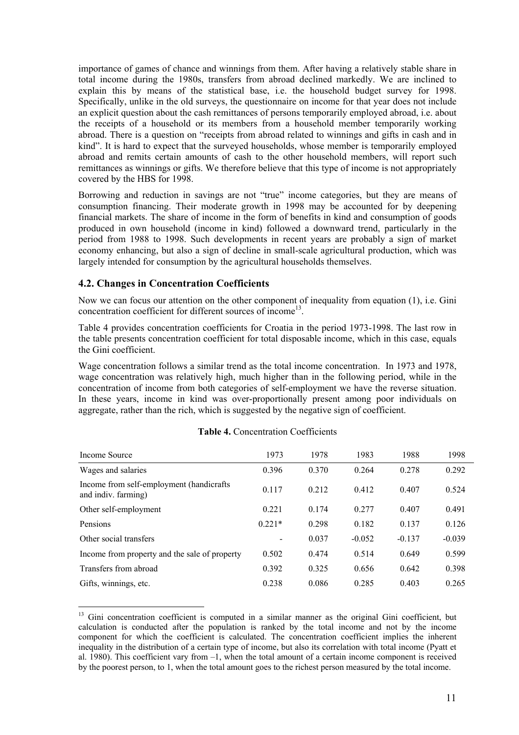importance of games of chance and winnings from them. After having a relatively stable share in total income during the 1980s, transfers from abroad declined markedly. We are inclined to explain this by means of the statistical base, i.e. the household budget survey for 1998. Specifically, unlike in the old surveys, the questionnaire on income for that year does not include an explicit question about the cash remittances of persons temporarily employed abroad, i.e. about the receipts of a household or its members from a household member temporarily working abroad. There is a question on "receipts from abroad related to winnings and gifts in cash and in kind". It is hard to expect that the surveyed households, whose member is temporarily employed abroad and remits certain amounts of cash to the other household members, will report such remittances as winnings or gifts. We therefore believe that this type of income is not appropriately covered by the HBS for 1998.

Borrowing and reduction in savings are not "true" income categories, but they are means of consumption financing. Their moderate growth in 1998 may be accounted for by deepening financial markets. The share of income in the form of benefits in kind and consumption of goods produced in own household (income in kind) followed a downward trend, particularly in the period from 1988 to 1998. Such developments in recent years are probably a sign of market economy enhancing, but also a sign of decline in small-scale agricultural production, which was largely intended for consumption by the agricultural households themselves.

### 4.2. Changes in Concentration Coefficients

Now we can focus our attention on the other component of inequality from equation (1), i.e. Gini concentration coefficient for different sources of income[13].

Table 4 provides concentration coefficients for Croatia in the period 1973-1998. The last row in the table presents concentration coefficient for total disposable income, which in this case, equals the Gini coefficient.

Wage concentration follows a similar trend as the total income concentration. In 1973 and 1978, wage concentration was relatively high, much higher than in the following period, while in the concentration of income from both categories of self-employment we have the reverse situation. In these years, income in kind was over-proportionally present among poor individuals on aggregate, rather than the rich, which is suggested by the negative sign of coefficient.

**Table 4.** Concentration Coefficients

| Income Source | 1973 | 1978 | 1983 | 1988 | 1998 |
|---|---|---|---|---|---|
| Wages and salaries | 0.396 | 0.370 | 0.264 | 0.278 | 0.292 |
| Income from self-employment (handicrafts and indiv. farming) | 0.117 | 0.212 | 0.412 | 0.407 | 0.524 |
| Other self-employment | 0.221 | 0.174 | 0.277 | 0.407 | 0.491 |
| Pensions | 0.221* | 0.298 | 0.182 | 0.137 | 0.126 |
| Other social transfers | - | 0.037 | -0.052 | -0.137 | -0.039 |
| Income from property and the sale of property | 0.502 | 0.474 | 0.514 | 0.649 | 0.599 |
| Transfers from abroad | 0.392 | 0.325 | 0.656 | 0.642 | 0.398 |
| Gifts, winnings, etc. | 0.238 | 0.086 | 0.285 | 0.403 | 0.265 |

[13] Gini concentration coefficient is computed in a similar manner as the original Gini coefficient, but calculation is conducted after the population is ranked by the total income and not by the income component for which the coefficient is calculated. The concentration coefficient implies the inherent inequality in the distribution of a certain type of income, but also its correlation with total income (Pyatt et al. 1980). This coefficient vary from –1, when the total amount of a certain income component is received by the poorest person, to 1, when the total amount goes to the richest person measured by the total income.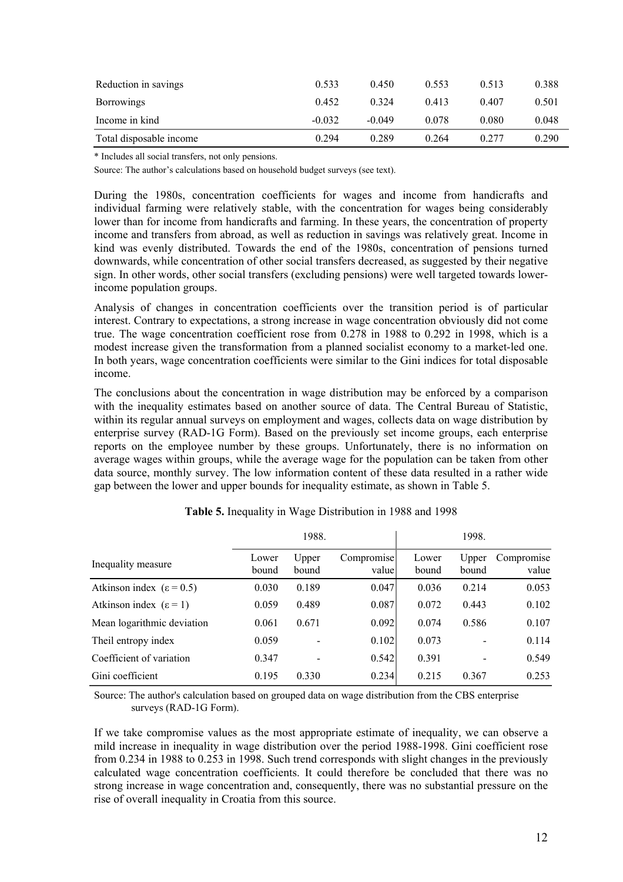| | | | | | |
|---|---|---|---|---|---|
| Reduction in savings | 0.533 | 0.450 | 0.553 | 0.513 | 0.388 |
| Borrowings | 0.452 | 0.324 | 0.413 | 0.407 | 0.501 |
| Income in kind | -0.032 | -0.049 | 0.078 | 0.080 | 0.048 |
| Total disposable income | 0.294 | 0.289 | 0.264 | 0.277 | 0.290 |

\* Includes all social transfers, not only pensions.

Source: The author's calculations based on household budget surveys (see text).

During the 1980s, concentration coefficients for wages and income from handicrafts and individual farming were relatively stable, with the concentration for wages being considerably lower than for income from handicrafts and farming. In these years, the concentration of property income and transfers from abroad, as well as reduction in savings was relatively great. Income in kind was evenly distributed. Towards the end of the 1980s, concentration of pensions turned downwards, while concentration of other social transfers decreased, as suggested by their negative sign. In other words, other social transfers (excluding pensions) were well targeted towards lower-income population groups.

Analysis of changes in concentration coefficients over the transition period is of particular interest. Contrary to expectations, a strong increase in wage concentration obviously did not come true. The wage concentration coefficient rose from 0.278 in 1988 to 0.292 in 1998, which is a modest increase given the transformation from a planned socialist economy to a market-led one. In both years, wage concentration coefficients were similar to the Gini indices for total disposable income.

The conclusions about the concentration in wage distribution may be enforced by a comparison with the inequality estimates based on another source of data. The Central Bureau of Statistic, within its regular annual surveys on employment and wages, collects data on wage distribution by enterprise survey (RAD-1G Form). Based on the previously set income groups, each enterprise reports on the employee number by these groups. Unfortunately, there is no information on average wages within groups, while the average wage for the population can be taken from other data source, monthly survey. The low information content of these data resulted in a rather wide gap between the lower and upper bounds for inequality estimate, as shown in Table 5.

**Table 5.** Inequality in Wage Distribution in 1988 and 1998

| | 1988. | | | 1998. | | |
|---|---|---|---|---|---|---|
| Inequality measure | Lower bound | Upper bound | Compromise value | Lower bound | Upper bound | Compromise value |
| Atkinson index ($\varepsilon = 0.5$) | 0.030 | 0.189 | 0.047 | 0.036 | 0.214 | 0.053 |
| Atkinson index ($\varepsilon = 1$) | 0.059 | 0.489 | 0.087 | 0.072 | 0.443 | 0.102 |
| Mean logarithmic deviation | 0.061 | 0.671 | 0.092 | 0.074 | 0.586 | 0.107 |
| Theil entropy index | 0.059 | - | 0.102 | 0.073 | - | 0.114 |
| Coefficient of variation | 0.347 | - | 0.542 | 0.391 | - | 0.549 |
| Gini coefficient | 0.195 | 0.330 | 0.234 | 0.215 | 0.367 | 0.253 |

Source: The author's calculation based on grouped data on wage distribution from the CBS enterprise surveys (RAD-1G Form).

If we take compromise values as the most appropriate estimate of inequality, we can observe a mild increase in inequality in wage distribution over the period 1988-1998. Gini coefficient rose from 0.234 in 1988 to 0.253 in 1998. Such trend corresponds with slight changes in the previously calculated wage concentration coefficients. It could therefore be concluded that there was no strong increase in wage concentration and, consequently, there was no substantial pressure on the rise of overall inequality in Croatia from this source.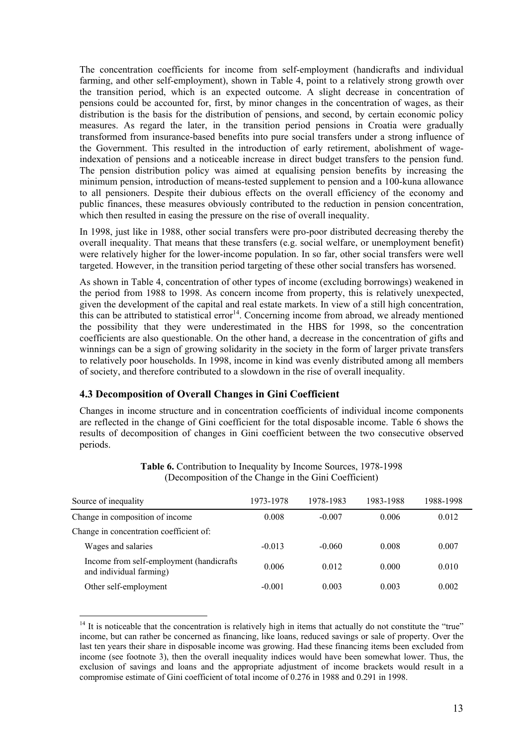The concentration coefficients for income from self-employment (handicrafts and individual farming, and other self-employment), shown in Table 4, point to a relatively strong growth over the transition period, which is an expected outcome. A slight decrease in concentration of pensions could be accounted for, first, by minor changes in the concentration of wages, as their distribution is the basis for the distribution of pensions, and second, by certain economic policy measures. As regard the later, in the transition period pensions in Croatia were gradually transformed from insurance-based benefits into pure social transfers under a strong influence of the Government. This resulted in the introduction of early retirement, abolishment of wage-indexation of pensions and a noticeable increase in direct budget transfers to the pension fund. The pension distribution policy was aimed at equalising pension benefits by increasing the minimum pension, introduction of means-tested supplement to pension and a 100-kuna allowance to all pensioners. Despite their dubious effects on the overall efficiency of the economy and public finances, these measures obviously contributed to the reduction in pension concentration, which then resulted in easing the pressure on the rise of overall inequality.

In 1998, just like in 1988, other social transfers were pro-poor distributed decreasing thereby the overall inequality. That means that these transfers (e.g. social welfare, or unemployment benefit) were relatively higher for the lower-income population. In so far, other social transfers were well targeted. However, in the transition period targeting of these other social transfers has worsened.

As shown in Table 4, concentration of other types of income (excluding borrowings) weakened in the period from 1988 to 1998. As concern income from property, this is relatively unexpected, given the development of the capital and real estate markets. In view of a still high concentration, this can be attributed to statistical error[14]. Concerning income from abroad, we already mentioned the possibility that they were underestimated in the HBS for 1998, so the concentration coefficients are also questionable. On the other hand, a decrease in the concentration of gifts and winnings can be a sign of growing solidarity in the society in the form of larger private transfers to relatively poor households. In 1998, income in kind was evenly distributed among all members of society, and therefore contributed to a slowdown in the rise of overall inequality.

### 4.3 Decomposition of Overall Changes in Gini Coefficient

Changes in income structure and in concentration coefficients of individual income components are reflected in the change of Gini coefficient for the total disposable income. Table 6 shows the results of decomposition of changes in Gini coefficient between the two consecutive observed periods.

**Table 6.** Contribution to Inequality by Income Sources, 1978-1998
(Decomposition of the Change in the Gini Coefficient)

| Source of inequality | 1973-1978 | 1978-1983 | 1983-1988 | 1988-1998 |
|---|---|---|---|---|
| Change in composition of income | 0.008 | -0.007 | 0.006 | 0.012 |
| Change in concentration coefficient of: | | | | |
| Wages and salaries | -0.013 | -0.060 | 0.008 | 0.007 |
| Income from self-employment (handicrafts and individual farming) | 0.006 | 0.012 | 0.000 | 0.010 |
| Other self-employment | -0.001 | 0.003 | 0.003 | 0.002 |

[14] It is noticeable that the concentration is relatively high in items that actually do not constitute the "true" income, but can rather be concerned as financing, like loans, reduced savings or sale of property. Over the last ten years their share in disposable income was growing. Had these financing items been excluded from income (see footnote 3), then the overall inequality indices would have been somewhat lower. Thus, the exclusion of savings and loans and the appropriate adjustment of income brackets would result in a compromise estimate of Gini coefficient of total income of 0.276 in 1988 and 0.291 in 1998.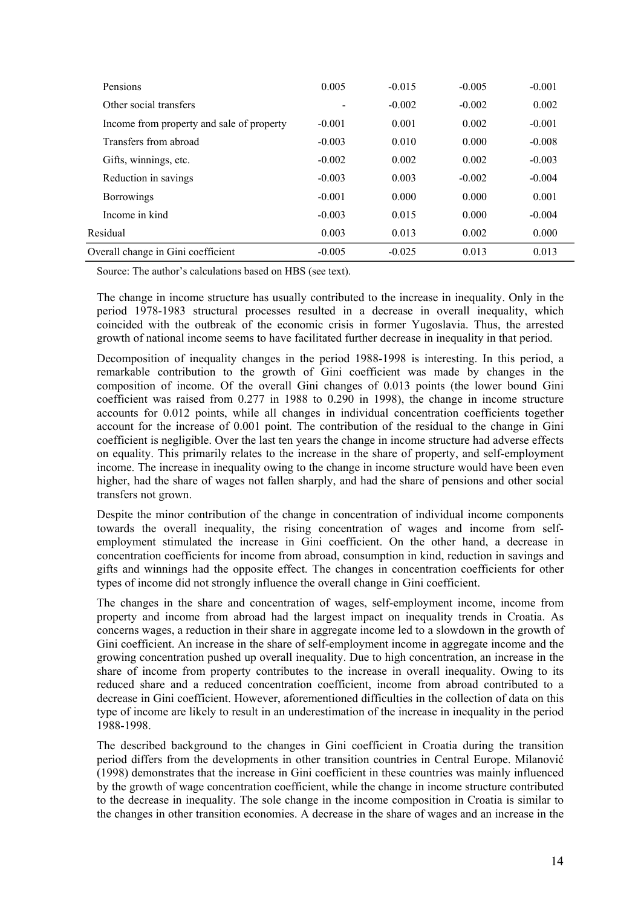| | | | | |
|---|---|---|---|---|
| Pensions | 0.005 | -0.015 | -0.005 | -0.001 |
| Other social transfers | - | -0.002 | -0.002 | 0.002 |
| Income from property and sale of property | -0.001 | 0.001 | 0.002 | -0.001 |
| Transfers from abroad | -0.003 | 0.010 | 0.000 | -0.008 |
| Gifts, winnings, etc. | -0.002 | 0.002 | 0.002 | -0.003 |
| Reduction in savings | -0.003 | 0.003 | -0.002 | -0.004 |
| Borrowings | -0.001 | 0.000 | 0.000 | 0.001 |
| Income in kind | -0.003 | 0.015 | 0.000 | -0.004 |
| Residual | 0.003 | 0.013 | 0.002 | 0.000 |
| Overall change in Gini coefficient | -0.005 | -0.025 | 0.013 | 0.013 |

Source: The author's calculations based on HBS (see text).

The change in income structure has usually contributed to the increase in inequality. Only in the period 1978-1983 structural processes resulted in a decrease in overall inequality, which coincided with the outbreak of the economic crisis in former Yugoslavia. Thus, the arrested growth of national income seems to have facilitated further decrease in inequality in that period.

Decomposition of inequality changes in the period 1988-1998 is interesting. In this period, a remarkable contribution to the growth of Gini coefficient was made by changes in the composition of income. Of the overall Gini changes of 0.013 points (the lower bound Gini coefficient was raised from 0.277 in 1988 to 0.290 in 1998), the change in income structure accounts for 0.012 points, while all changes in individual concentration coefficients together account for the increase of 0.001 point. The contribution of the residual to the change in Gini coefficient is negligible. Over the last ten years the change in income structure had adverse effects on equality. This primarily relates to the increase in the share of property, and self-employment income. The increase in inequality owing to the change in income structure would have been even higher, had the share of wages not fallen sharply, and had the share of pensions and other social transfers not grown.

Despite the minor contribution of the change in concentration of individual income components towards the overall inequality, the rising concentration of wages and income from self-employment stimulated the increase in Gini coefficient. On the other hand, a decrease in concentration coefficients for income from abroad, consumption in kind, reduction in savings and gifts and winnings had the opposite effect. The changes in concentration coefficients for other types of income did not strongly influence the overall change in Gini coefficient.

The changes in the share and concentration of wages, self-employment income, income from property and income from abroad had the largest impact on inequality trends in Croatia. As concerns wages, a reduction in their share in aggregate income led to a slowdown in the growth of Gini coefficient. An increase in the share of self-employment income in aggregate income and the growing concentration pushed up overall inequality. Due to high concentration, an increase in the share of income from property contributes to the increase in overall inequality. Owing to its reduced share and a reduced concentration coefficient, income from abroad contributed to a decrease in Gini coefficient. However, aforementioned difficulties in the collection of data on this type of income are likely to result in an underestimation of the increase in inequality in the period 1988-1998.

The described background to the changes in Gini coefficient in Croatia during the transition period differs from the developments in other transition countries in Central Europe. Milanović (1998) demonstrates that the increase in Gini coefficient in these countries was mainly influenced by the growth of wage concentration coefficient, while the change in income structure contributed to the decrease in inequality. The sole change in the income composition in Croatia is similar to the changes in other transition economies. A decrease in the share of wages and an increase in the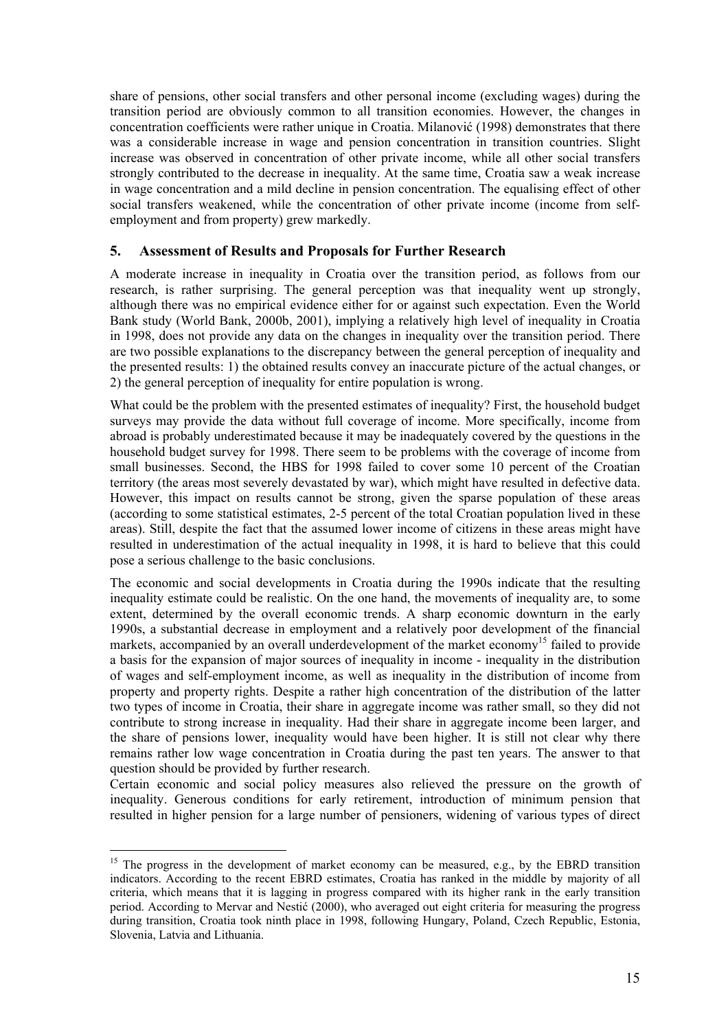share of pensions, other social transfers and other personal income (excluding wages) during the transition period are obviously common to all transition economies. However, the changes in concentration coefficients were rather unique in Croatia. Milanović (1998) demonstrates that there was a considerable increase in wage and pension concentration in transition countries. Slight increase was observed in concentration of other private income, while all other social transfers strongly contributed to the decrease in inequality. At the same time, Croatia saw a weak increase in wage concentration and a mild decline in pension concentration. The equalising effect of other social transfers weakened, while the concentration of other private income (income from self-employment and from property) grew markedly.

## 5. Assessment of Results and Proposals for Further Research

A moderate increase in inequality in Croatia over the transition period, as follows from our research, is rather surprising. The general perception was that inequality went up strongly, although there was no empirical evidence either for or against such expectation. Even the World Bank study (World Bank, 2000b, 2001), implying a relatively high level of inequality in Croatia in 1998, does not provide any data on the changes in inequality over the transition period. There are two possible explanations to the discrepancy between the general perception of inequality and the presented results: 1) the obtained results convey an inaccurate picture of the actual changes, or 2) the general perception of inequality for entire population is wrong.

What could be the problem with the presented estimates of inequality? First, the household budget surveys may provide the data without full coverage of income. More specifically, income from abroad is probably underestimated because it may be inadequately covered by the questions in the household budget survey for 1998. There seem to be problems with the coverage of income from small businesses. Second, the HBS for 1998 failed to cover some 10 percent of the Croatian territory (the areas most severely devastated by war), which might have resulted in defective data. However, this impact on results cannot be strong, given the sparse population of these areas (according to some statistical estimates, 2-5 percent of the total Croatian population lived in these areas). Still, despite the fact that the assumed lower income of citizens in these areas might have resulted in underestimation of the actual inequality in 1998, it is hard to believe that this could pose a serious challenge to the basic conclusions.

The economic and social developments in Croatia during the 1990s indicate that the resulting inequality estimate could be realistic. On the one hand, the movements of inequality are, to some extent, determined by the overall economic trends. A sharp economic downturn in the early 1990s, a substantial decrease in employment and a relatively poor development of the financial markets, accompanied by an overall underdevelopment of the market economy[15] failed to provide a basis for the expansion of major sources of inequality in income - inequality in the distribution of wages and self-employment income, as well as inequality in the distribution of income from property and property rights. Despite a rather high concentration of the distribution of the latter two types of income in Croatia, their share in aggregate income was rather small, so they did not contribute to strong increase in inequality. Had their share in aggregate income been larger, and the share of pensions lower, inequality would have been higher. It is still not clear why there remains rather low wage concentration in Croatia during the past ten years. The answer to that question should be provided by further research.

Certain economic and social policy measures also relieved the pressure on the growth of inequality. Generous conditions for early retirement, introduction of minimum pension that resulted in higher pension for a large number of pensioners, widening of various types of direct

[15] The progress in the development of market economy can be measured, e.g., by the EBRD transition indicators. According to the recent EBRD estimates, Croatia has ranked in the middle by majority of all criteria, which means that it is lagging in progress compared with its higher rank in the early transition period. According to Mervar and Nestić (2000), who averaged out eight criteria for measuring the progress during transition, Croatia took ninth place in 1998, following Hungary, Poland, Czech Republic, Estonia, Slovenia, Latvia and Lithuania.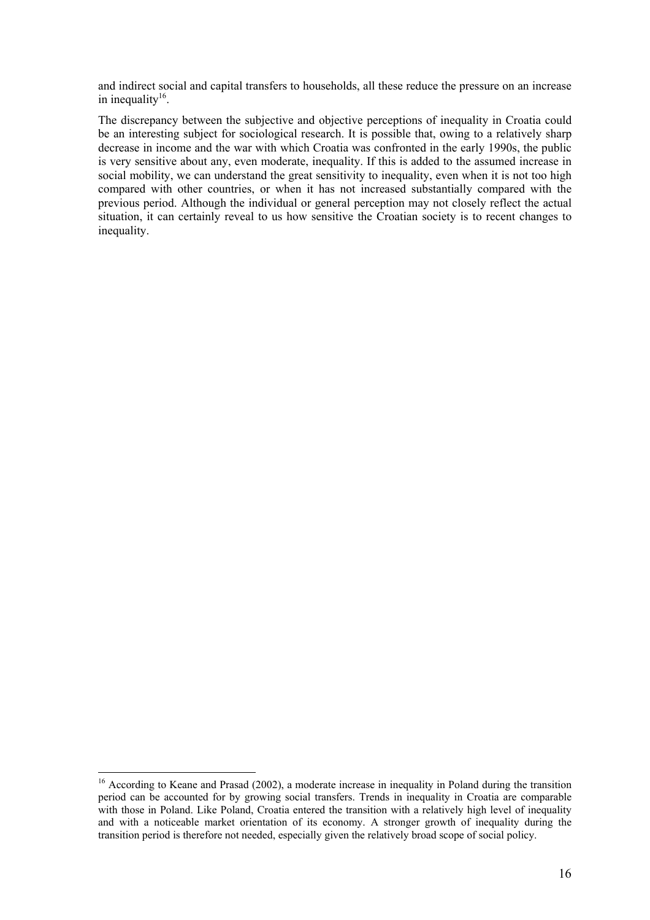and indirect social and capital transfers to households, all these reduce the pressure on an increase in inequality[16].

The discrepancy between the subjective and objective perceptions of inequality in Croatia could be an interesting subject for sociological research. It is possible that, owing to a relatively sharp decrease in income and the war with which Croatia was confronted in the early 1990s, the public is very sensitive about any, even moderate, inequality. If this is added to the assumed increase in social mobility, we can understand the great sensitivity to inequality, even when it is not too high compared with other countries, or when it has not increased substantially compared with the previous period. Although the individual or general perception may not closely reflect the actual situation, it can certainly reveal to us how sensitive the Croatian society is to recent changes to inequality.

---

[16] According to Keane and Prasad (2002), a moderate increase in inequality in Poland during the transition period can be accounted for by growing social transfers. Trends in inequality in Croatia are comparable with those in Poland. Like Poland, Croatia entered the transition with a relatively high level of inequality and with a noticeable market orientation of its economy. A stronger growth of inequality during the transition period is therefore not needed, especially given the relatively broad scope of social policy.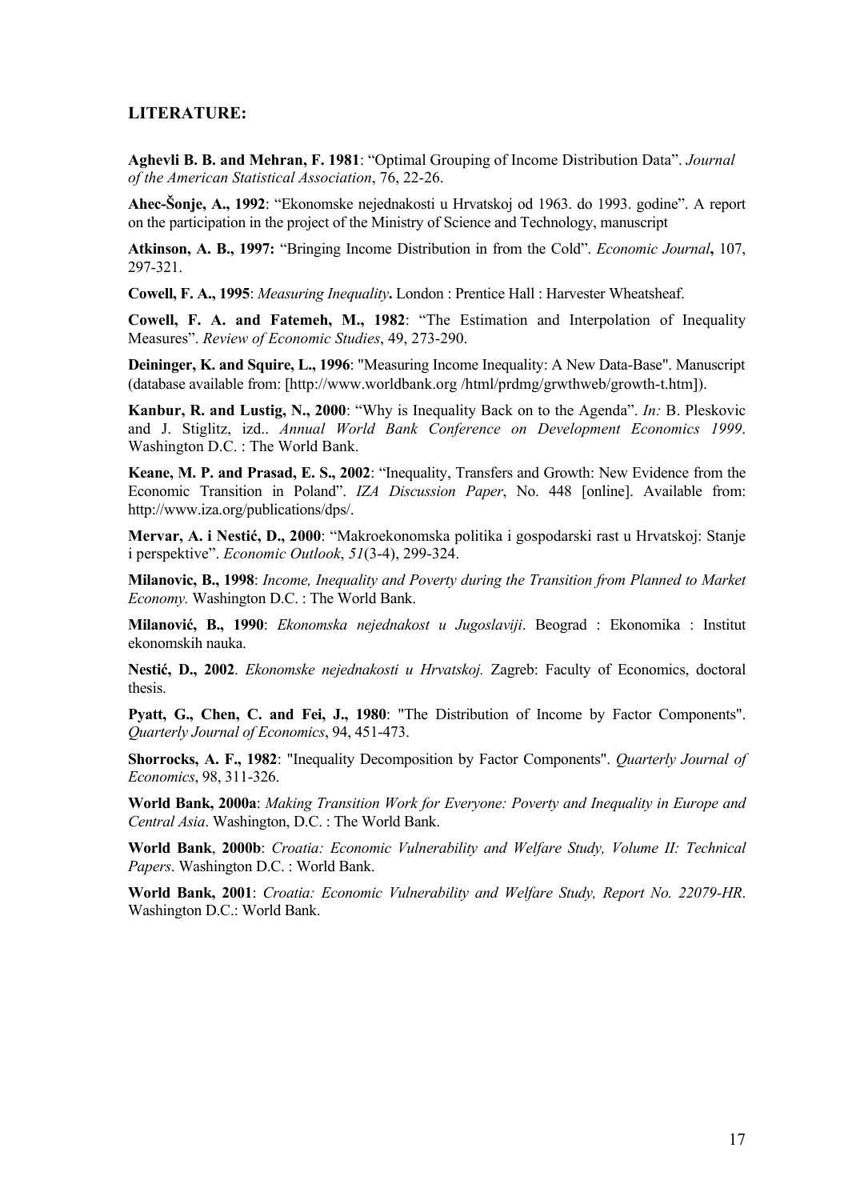### LITERATURE:

**Aghevli B. B. and Mehran, F. 1981**: "Optimal Grouping of Income Distribution Data". *Journal of the American Statistical Association*, 76, 22-26.

**Ahec-Šonje, A., 1992**: "Ekonomske nejednakosti u Hrvatskoj od 1963. do 1993. godine". A report on the participation in the project of the Ministry of Science and Technology, manuscript

**Atkinson, A. B., 1997:** "Bringing Income Distribution in from the Cold". *Economic Journal***,** 107, 297-321.

**Cowell, F. A., 1995**: *Measuring Inequality***.** London : Prentice Hall : Harvester Wheatsheaf.

**Cowell, F. A. and Fatemeh, M., 1982**: "The Estimation and Interpolation of Inequality Measures". *Review of Economic Studies*, 49, 273-290.

**Deininger, K. and Squire, L., 1996**: "Measuring Income Inequality: A New Data-Base". Manuscript (database available from: [http://www.worldbank.org /html/prdmg/grwthweb/growth-t.htm]).

**Kanbur, R. and Lustig, N., 2000**: "Why is Inequality Back on to the Agenda". *In:* B. Pleskovic and J. Stiglitz, izd.. *Annual World Bank Conference on Development Economics 1999*. Washington D.C. : The World Bank.

**Keane, M. P. and Prasad, E. S., 2002**: "Inequality, Transfers and Growth: New Evidence from the Economic Transition in Poland". *IZA Discussion Paper*, No. 448 [online]. Available from: http://www.iza.org/publications/dps/.

**Mervar, A. i Nestić, D., 2000**: "Makroekonomska politika i gospodarski rast u Hrvatskoj: Stanje i perspektive". *Economic Outlook*, *51*(3-4), 299-324.

**Milanovic, B., 1998**: *Income, Inequality and Poverty during the Transition from Planned to Market Economy.* Washington D.C. : The World Bank.

**Milanović, B., 1990**: *Ekonomska nejednakost u Jugoslaviji*. Beograd : Ekonomika : Institut ekonomskih nauka.

**Nestić, D., 2002**. *Ekonomske nejednakosti u Hrvatskoj.* Zagreb: Faculty of Economics, doctoral thesis.

**Pyatt, G., Chen, C. and Fei, J., 1980**: "The Distribution of Income by Factor Components". *Quarterly Journal of Economics*, 94, 451-473.

**Shorrocks, A. F., 1982**: "Inequality Decomposition by Factor Components". *Quarterly Journal of Economics*, 98, 311-326.

**World Bank, 2000a**: *Making Transition Work for Everyone: Poverty and Inequality in Europe and Central Asia*. Washington, D.C. : The World Bank.

**World Bank**, **2000b**: *Croatia: Economic Vulnerability and Welfare Study, Volume II: Technical Papers*. Washington D.C. : World Bank.

**World Bank, 2001**: *Croatia: Economic Vulnerability and Welfare Study, Report No. 22079-HR*. Washington D.C.: World Bank.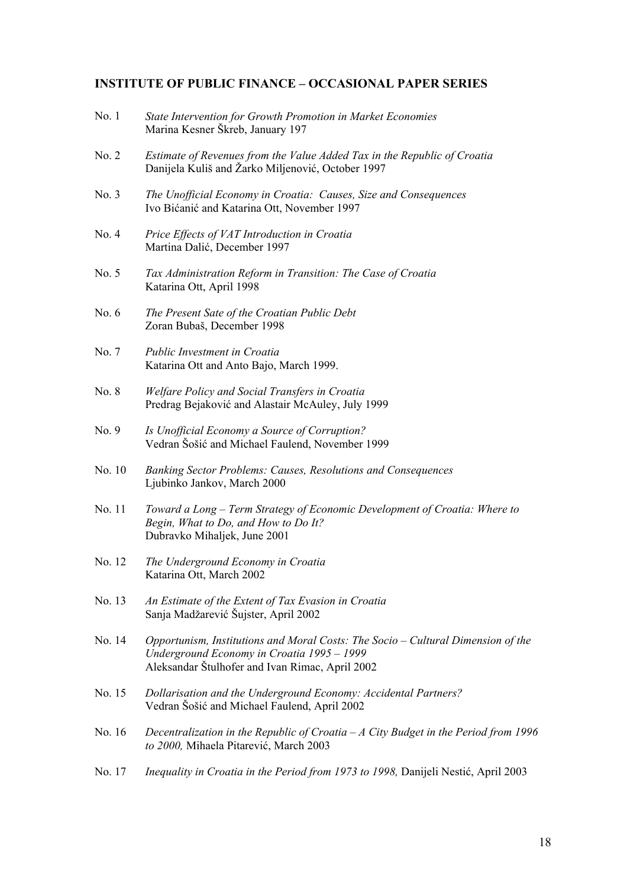**INSTITUTE OF PUBLIC FINANCE – OCCASIONAL PAPER SERIES**

No. 1 *State Intervention for Growth Promotion in Market Economies*
Marina Kesner Škreb, January 197

No. 2 *Estimate of Revenues from the Value Added Tax in the Republic of Croatia*
Danijela Kuliš and Žarko Miljenović, October 1997

No. 3 *The Unofficial Economy in Croatia: Causes, Size and Consequences*
Ivo Bićanić and Katarina Ott, November 1997

No. 4 *Price Effects of VAT Introduction in Croatia*
Martina Dalić, December 1997

No. 5 *Tax Administration Reform in Transition: The Case of Croatia*
Katarina Ott, April 1998

No. 6 *The Present Sate of the Croatian Public Debt*
Zoran Bubaš, December 1998

No. 7 *Public Investment in Croatia*
Katarina Ott and Anto Bajo, March 1999.

No. 8 *Welfare Policy and Social Transfers in Croatia*
Predrag Bejaković and Alastair McAuley, July 1999

No. 9 *Is Unofficial Economy a Source of Corruption?*
Vedran Šošić and Michael Faulend, November 1999

No. 10 *Banking Sector Problems: Causes, Resolutions and Consequences*
Ljubinko Jankov, March 2000

No. 11 *Toward a Long – Term Strategy of Economic Development of Croatia: Where to Begin, What to Do, and How to Do It?*
Dubravko Mihaljek, June 2001

No. 12 *The Underground Economy in Croatia*
Katarina Ott, March 2002

No. 13 *An Estimate of the Extent of Tax Evasion in Croatia*
Sanja Madžarević Šujster, April 2002

No. 14 *Opportunism, Institutions and Moral Costs: The Socio – Cultural Dimension of the Underground Economy in Croatia 1995 – 1999*
Aleksandar Štulhofer and Ivan Rimac, April 2002

No. 15 *Dollarisation and the Underground Economy: Accidental Partners?*
Vedran Šošić and Michael Faulend, April 2002

No. 16 *Decentralization in the Republic of Croatia – A City Budget in the Period from 1996 to 2000,* Mihaela Pitarević, March 2003

No. 17 *Inequality in Croatia in the Period from 1973 to 1998,* Danijeli Nestić, April 2003